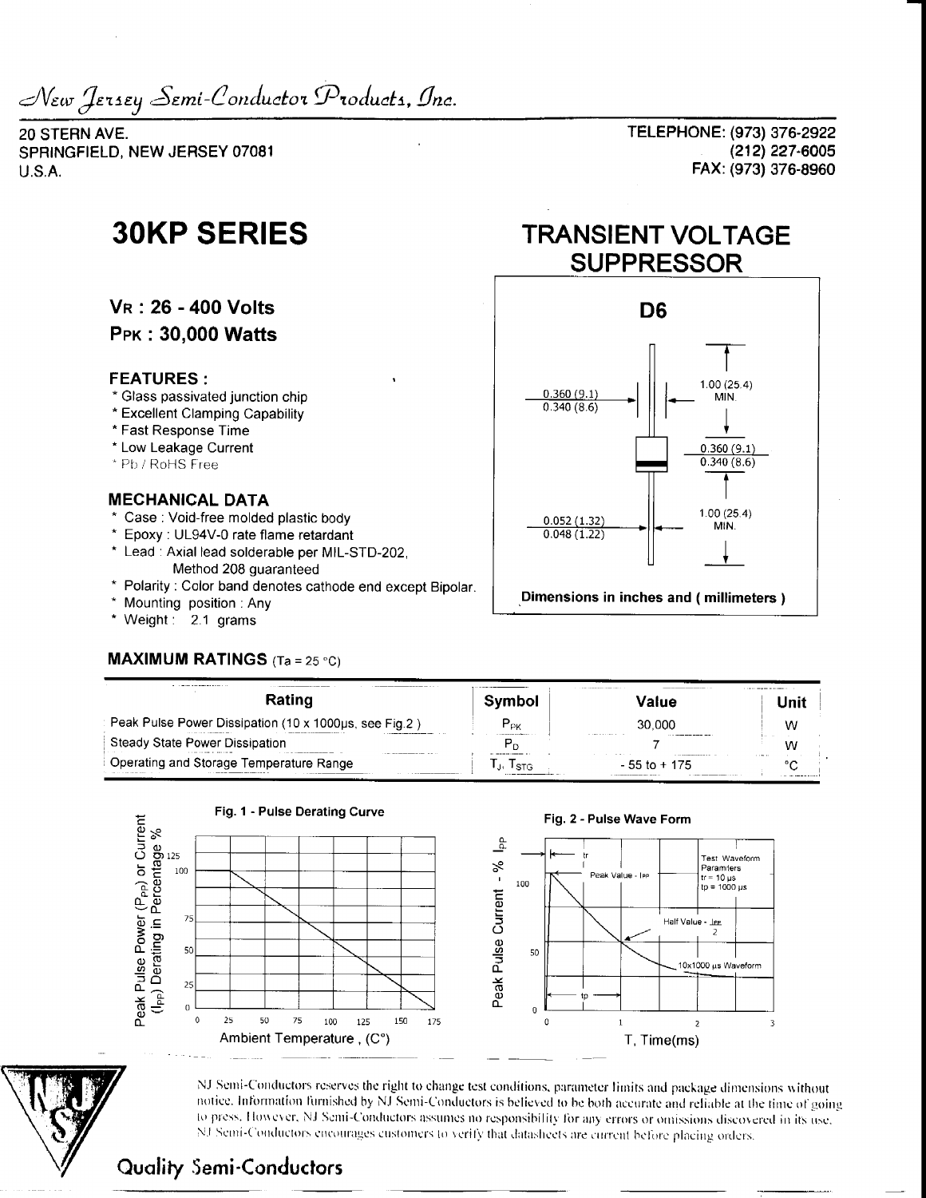New Jersey Semi-Conductor Products, Inc.

20 STERN AVE.
SPRINGFIELD, NEW JERSEY 07081
U.S.A.

TELEPHONE: (973) 376-2922
(212) 227-6005
FAX: (973) 376-8960

# 30KP SERIES

## TRANSIENT VOLTAGE SUPPRESSOR

**$V_R$ : 26 - 400 Volts**

**$P_{PK}$ : 30,000 Watts**

### FEATURES :

* Glass passivated junction chip
* Excellent Clamping Capability
* Fast Response Time
* Low Leakage Current
* Pb / RoHS Free

### MECHANICAL DATA

* Case : Void-free molded plastic body
* Epoxy : UL94V-0 rate flame retardant
* Lead : Axial lead solderable per MIL-STD-202, Method 208 guaranteed
* Polarity : Color band denotes cathode end except Bipolar.
* Mounting position : Any
* Weight : 2.1 grams

**D6**

0.360 (9.1)
0.340 (8.6)

1.00 (25.4) MIN.

0.360 (9.1)
0.340 (8.6)

0.052 (1.32)
0.048 (1.22)

1.00 (25.4) MIN.

Dimensions in inches and ( millimeters )

### MAXIMUM RATINGS (Ta = 25 °C)

| Rating | Symbol | Value | Unit |
|---|---|---|---|
| Peak Pulse Power Dissipation (10 x 1000μs, see Fig.2 ) | $P_{PK}$ | 30,000 | W |
| Steady State Power Dissipation | $P_D$ | 7 | W |
| Operating and Storage Temperature Range | $T_J$, $T_{STG}$ | - 55 to + 175 | °C |

**Fig. 1 - Pulse Derating Curve**

Peak Pulse Power ($P_{PP}$) or Current ($I_{PP}$) Derating in Percentage %

Ambient Temperature , (C°)

**Fig. 2 - Pulse Wave Form**

Test Waveform Parameters
tr = 10 μs
tp = 1000 μs

Peak Value - $I_{PP}$

Half Value - $\frac{I_{PP}}{2}$

10x1000 μs Waveform

Peak Pulse Current - % $I_{PP}$

T, Time(ms)

NJ Semi-Conductors reserves the right to change test conditions, parameter limits and package dimensions without notice. Information furnished by NJ Semi-Conductors is believed to be both accurate and reliable at the time of going to press. However, NJ Semi-Conductors assumes no responsibility for any errors or omissions discovered in its use. NJ Semi-Conductors encourages customers to verify that datasheets are current before placing orders.

Quality Semi-Conductors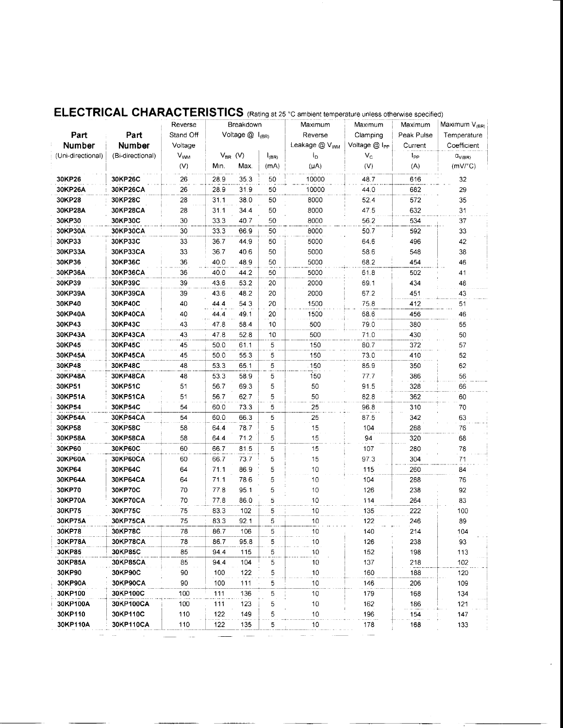## ELECTRICAL CHARACTERISTICS (Rating at 25 °C ambient temperature unless otherwise specified)

| Part Number (Uni-directional) | Part Number (Bi-directional) | Reverse Stand Off Voltage $V_{WM}$ (V) | Breakdown Voltage @ $I_{(BR)}$ $V_{BR}$ (V) Min. | Max. | $I_{(BR)}$ (mA) | Maximum Reverse Leakage @ $V_{WM}$ $I_D$ (µA) | Maximum Clamping Voltage @ $I_{PP}$ $V_C$ (V) | Maximum Peak Pulse Current $I_{PP}$ (A) | Maximum $V_{(BR)}$ Temperature Coefficient $\alpha_{V(BR)}$ (mV/°C) |
|---|---|---|---|---|---|---|---|---|---|
| 30KP26 | 30KP26C | 26 | 28.9 | 35.3 | 50 | 10000 | 48.7 | 616 | 32 |
| 30KP26A | 30KP26CA | 26 | 28.9 | 31.9 | 50 | 10000 | 44.0 | 682 | 29 |
| 30KP28 | 30KP28C | 28 | 31.1 | 38.0 | 50 | 8000 | 52.4 | 572 | 35 |
| 30KP28A | 30KP28CA | 28 | 31.1 | 34.4 | 50 | 8000 | 47.5 | 632 | 31 |
| 30KP30 | 30KP30C | 30 | 33.3 | 40.7 | 50 | 8000 | 56.2 | 534 | 37 |
| 30KP30A | 30KP30CA | 30 | 33.3 | 66.9 | 50 | 8000 | 50.7 | 592 | 33 |
| 30KP33 | 30KP33C | 33 | 36.7 | 44.9 | 50 | 5000 | 64.6 | 496 | 42 |
| 30KP33A | 30KP33CA | 33 | 36.7 | 40.6 | 50 | 5000 | 58.6 | 548 | 38 |
| 30KP36 | 30KP36C | 36 | 40.0 | 48.9 | 50 | 5000 | 68.2 | 454 | 46 |
| 30KP36A | 30KP36CA | 36 | 40.0 | 44.2 | 50 | 5000 | 61.8 | 502 | 41 |
| 30KP39 | 30KP39C | 39 | 43.6 | 53.2 | 20 | 2000 | 69.1 | 434 | 48 |
| 30KP39A | 30KP39CA | 39 | 43.6 | 48.2 | 20 | 2000 | 67.2 | 451 | 43 |
| 30KP40 | 30KP40C | 40 | 44.4 | 54.3 | 20 | 1500 | 75.8 | 412 | 51 |
| 30KP40A | 30KP40CA | 40 | 44.4 | 49.1 | 20 | 1500 | 68.6 | 456 | 46 |
| 30KP43 | 30KP43C | 43 | 47.8 | 58.4 | 10 | 500 | 79.0 | 380 | 55 |
| 30KP43A | 30KP43CA | 43 | 47.8 | 52.8 | 10 | 500 | 71.0 | 430 | 50 |
| 30KP45 | 30KP45C | 45 | 50.0 | 61.1 | 5 | 150 | 80.7 | 372 | 57 |
| 30KP45A | 30KP45CA | 45 | 50.0 | 55.3 | 5 | 150 | 73.0 | 410 | 52 |
| 30KP48 | 30KP48C | 48 | 53.3 | 65.1 | 5 | 150 | 85.9 | 350 | 62 |
| 30KP48A | 30KP48CA | 48 | 53.3 | 58.9 | 5 | 150 | 77.7 | 386 | 56 |
| 30KP51 | 30KP51C | 51 | 56.7 | 69.3 | 5 | 50 | 91.5 | 328 | 66 |
| 30KP51A | 30KP51CA | 51 | 56.7 | 62.7 | 5 | 50 | 82.8 | 362 | 60 |
| 30KP54 | 30KP54C | 54 | 60.0 | 73.3 | 5 | 25 | 96.8 | 310 | 70 |
| 30KP54A | 30KP54CA | 54 | 60.0 | 66.3 | 5 | 25 | 87.5 | 342 | 63 |
| 30KP58 | 30KP58C | 58 | 64.4 | 78.7 | 5 | 15 | 104 | 288 | 76 |
| 30KP58A | 30KP58CA | 58 | 64.4 | 71.2 | 5 | 15 | 94 | 320 | 68 |
| 30KP60 | 30KP60C | 60 | 66.7 | 81.5 | 5 | 15 | 107 | 280 | 78 |
| 30KP60A | 30KP60CA | 60 | 66.7 | 73.7 | 5 | 15 | 97.3 | 304 | 71 |
| 30KP64 | 30KP64C | 64 | 71.1 | 86.9 | 5 | 10 | 115 | 260 | 84 |
| 30KP64A | 30KP64CA | 64 | 71.1 | 78.6 | 5 | 10 | 104 | 288 | 76 |
| 30KP70 | 30KP70C | 70 | 77.8 | 95.1 | 5 | 10 | 126 | 238 | 92 |
| 30KP70A | 30KP70CA | 70 | 77.8 | 86.0 | 5 | 10 | 114 | 264 | 83 |
| 30KP75 | 30KP75C | 75 | 83.3 | 102 | 5 | 10 | 135 | 222 | 100 |
| 30KP75A | 30KP75CA | 75 | 83.3 | 92.1 | 5 | 10 | 122 | 246 | 89 |
| 30KP78 | 30KP78C | 78 | 86.7 | 106 | 5 | 10 | 140 | 214 | 104 |
| 30KP78A | 30KP78CA | 78 | 86.7 | 95.8 | 5 | 10 | 126 | 238 | 93 |
| 30KP85 | 30KP85C | 85 | 94.4 | 115 | 5 | 10 | 152 | 198 | 113 |
| 30KP85A | 30KP85CA | 85 | 94.4 | 104 | 5 | 10 | 137 | 218 | 102 |
| 30KP90 | 30KP90C | 90 | 100 | 122 | 5 | 10 | 160 | 188 | 120 |
| 30KP90A | 30KP90CA | 90 | 100 | 111 | 5 | 10 | 146 | 206 | 109 |
| 30KP100 | 30KP100C | 100 | 111 | 136 | 5 | 10 | 179 | 168 | 134 |
| 30KP100A | 30KP100CA | 100 | 111 | 123 | 5 | 10 | 162 | 186 | 121 |
| 30KP110 | 30KP110C | 110 | 122 | 149 | 5 | 10 | 196 | 154 | 147 |
| 30KP110A | 30KP110CA | 110 | 122 | 135 | 5 | 10 | 178 | 168 | 133 |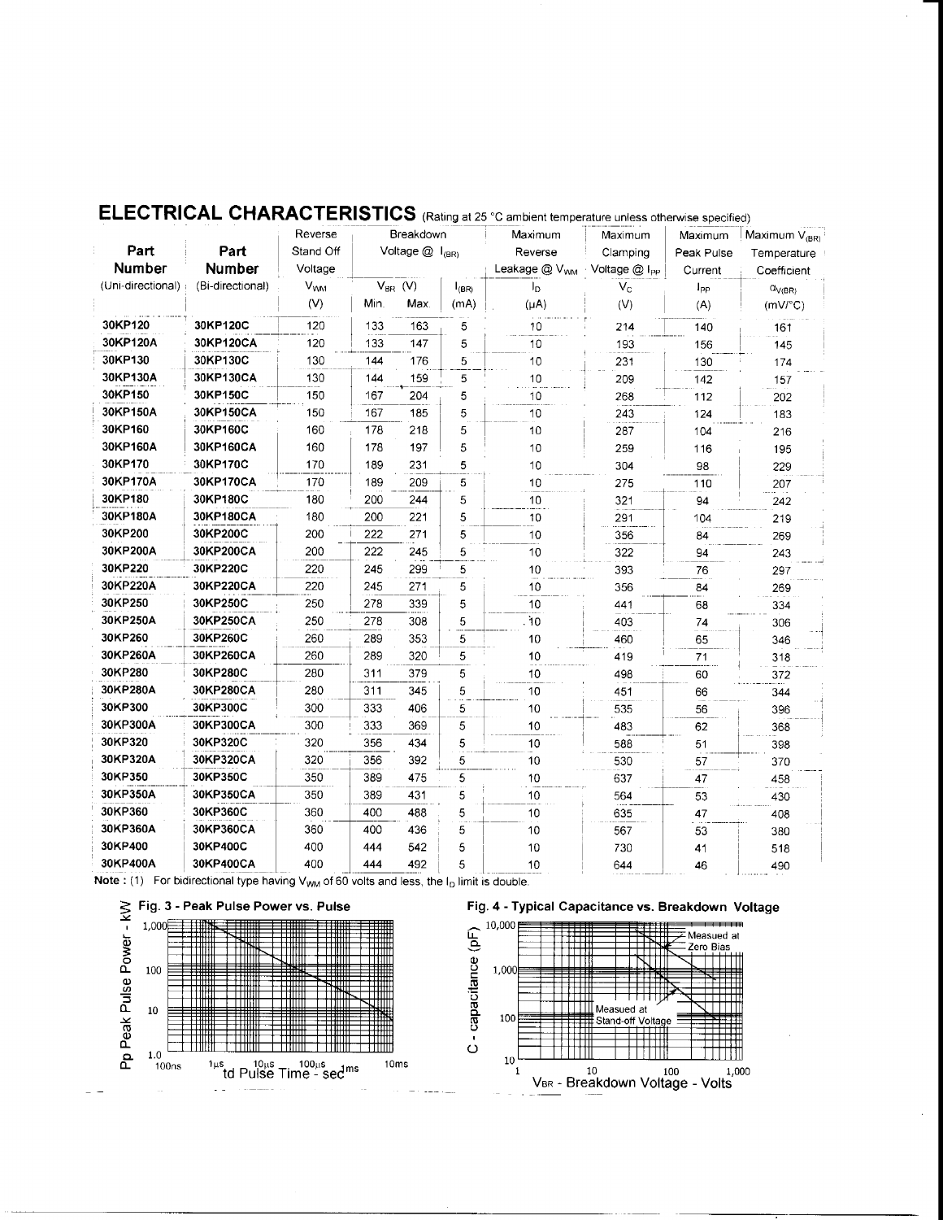## ELECTRICAL CHARACTERISTICS (Rating at 25 °C ambient temperature unless otherwise specified)

| Part Number (Uni-directional) | Part Number (Bi-directional) | Reverse Stand Off Voltage $V_{WM}$ (V) | Breakdown Voltage @ $I_{(BR)}$ $V_{BR}$ (V) Min. | Max. | $I_{(BR)}$ (mA) | Maximum Reverse Leakage @ $V_{WM}$ $I_D$ (μA) | Maximum Clamping Voltage @ $I_{PP}$ $V_C$ (V) | Maximum Peak Pulse Current $I_{PP}$ (A) | Maximum $V_{(BR)}$ Temperature Coefficient $\alpha_{V(BR)}$ (mV/°C) |
|---|---|---|---|---|---|---|---|---|---|
| 30KP120 | 30KP120C | 120 | 133 | 163 | 5 | 10 | 214 | 140 | 161 |
| 30KP120A | 30KP120CA | 120 | 133 | 147 | 5 | 10 | 193 | 156 | 145 |
| 30KP130 | 30KP130C | 130 | 144 | 176 | 5 | 10 | 231 | 130 | 174 |
| 30KP130A | 30KP130CA | 130 | 144 | 159 | 5 | 10 | 209 | 142 | 157 |
| 30KP150 | 30KP150C | 150 | 167 | 204 | 5 | 10 | 268 | 112 | 202 |
| 30KP150A | 30KP150CA | 150 | 167 | 185 | 5 | 10 | 243 | 124 | 183 |
| 30KP160 | 30KP160C | 160 | 178 | 218 | 5 | 10 | 287 | 104 | 216 |
| 30KP160A | 30KP160CA | 160 | 178 | 197 | 5 | 10 | 259 | 116 | 195 |
| 30KP170 | 30KP170C | 170 | 189 | 231 | 5 | 10 | 304 | 98 | 229 |
| 30KP170A | 30KP170CA | 170 | 189 | 209 | 5 | 10 | 275 | 110 | 207 |
| 30KP180 | 30KP180C | 180 | 200 | 244 | 5 | 10 | 321 | 94 | 242 |
| 30KP180A | 30KP180CA | 180 | 200 | 221 | 5 | 10 | 291 | 104 | 219 |
| 30KP200 | 30KP200C | 200 | 222 | 271 | 5 | 10 | 356 | 84 | 269 |
| 30KP200A | 30KP200CA | 200 | 222 | 245 | 5 | 10 | 322 | 94 | 243 |
| 30KP220 | 30KP220C | 220 | 245 | 299 | 5 | 10 | 393 | 76 | 297 |
| 30KP220A | 30KP220CA | 220 | 245 | 271 | 5 | 10 | 356 | 84 | 269 |
| 30KP250 | 30KP250C | 250 | 278 | 339 | 5 | 10 | 441 | 68 | 334 |
| 30KP250A | 30KP250CA | 250 | 278 | 308 | 5 | 10 | 403 | 74 | 306 |
| 30KP260 | 30KP260C | 260 | 289 | 353 | 5 | 10 | 460 | 65 | 346 |
| 30KP260A | 30KP260CA | 260 | 289 | 320 | 5 | 10 | 419 | 71 | 318 |
| 30KP280 | 30KP280C | 280 | 311 | 379 | 5 | 10 | 498 | 60 | 372 |
| 30KP280A | 30KP280CA | 280 | 311 | 345 | 5 | 10 | 451 | 66 | 344 |
| 30KP300 | 30KP300C | 300 | 333 | 406 | 5 | 10 | 535 | 56 | 396 |
| 30KP300A | 30KP300CA | 300 | 333 | 369 | 5 | 10 | 483 | 62 | 368 |
| 30KP320 | 30KP320C | 320 | 356 | 434 | 5 | 10 | 588 | 51 | 398 |
| 30KP320A | 30KP320CA | 320 | 356 | 392 | 5 | 10 | 530 | 57 | 370 |
| 30KP350 | 30KP350C | 350 | 389 | 475 | 5 | 10 | 637 | 47 | 458 |
| 30KP350A | 30KP350CA | 350 | 389 | 431 | 5 | 10 | 564 | 53 | 430 |
| 30KP360 | 30KP360C | 360 | 400 | 488 | 5 | 10 | 635 | 47 | 408 |
| 30KP360A | 30KP360CA | 360 | 400 | 436 | 5 | 10 | 567 | 53 | 380 |
| 30KP400 | 30KP400C | 400 | 444 | 542 | 5 | 10 | 730 | 41 | 518 |
| 30KP400A | 30KP400CA | 400 | 444 | 492 | 5 | 10 | 644 | 46 | 490 |

**Note :** (1) For bidirectional type having $V_{WM}$ of 60 volts and less, the $I_D$ limit is double.

**Fig. 3 - Peak Pulse Power vs. Pulse**

Pp Peak Pulse Power - kW

1,000
100
10
1.0

100ns 1μs 10μs 100μs 1ms 10ms

td Pulse Time - sec

**Fig. 4 - Typical Capacitance vs. Breakdown Voltage**

C - capacitance (pF)

10,000
1,000
100
10

Measued at Zero Bias

Measued at Stand-off Voltage

1 10 100 1,000

$V_{BR}$ - Breakdown Voltage - Volts